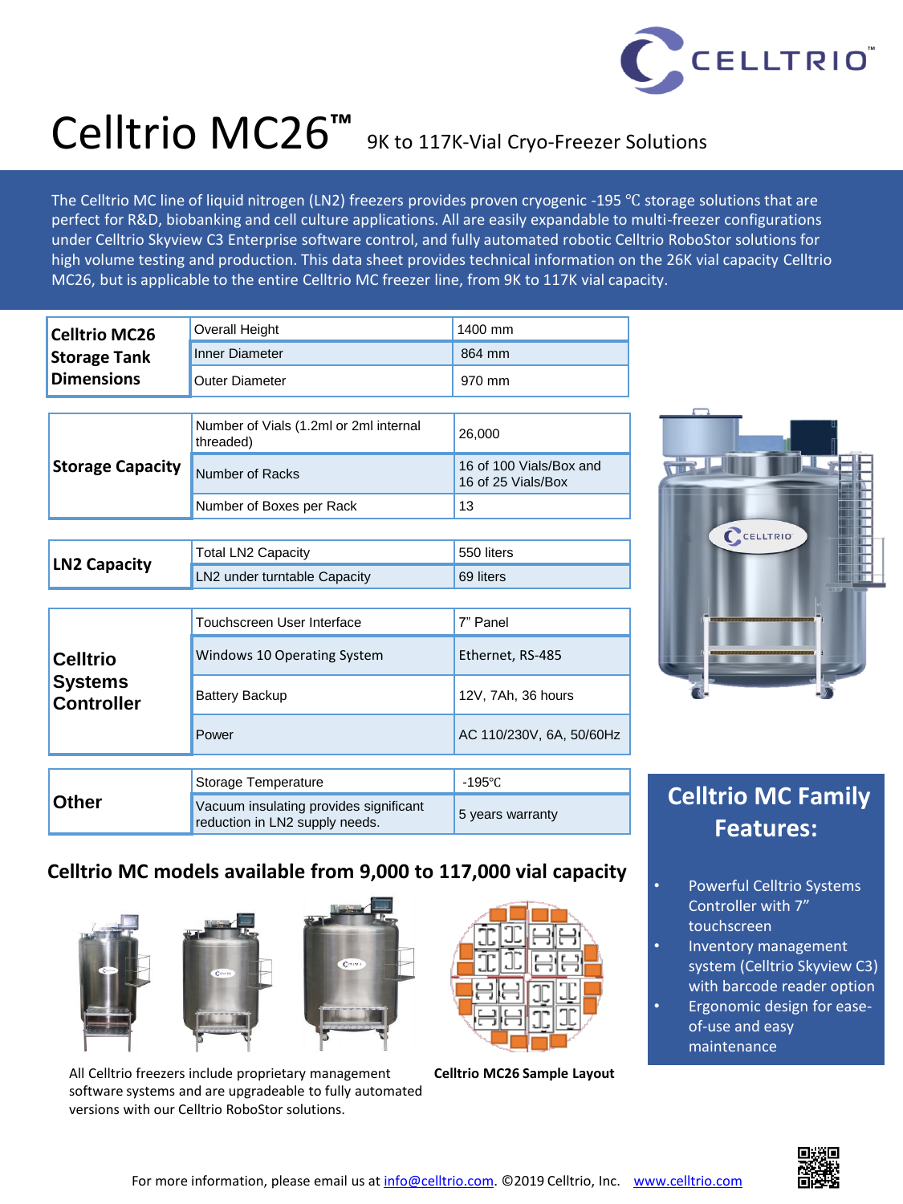# Celltrio MC26™ 9K to 117K-Vial Cryo-Freezer Solutions

The Celltrio MC line of liquid nitrogen (LN2) freezers provides proven cryogenic -195 ℃ storage solutions that are perfect for R&D, biobanking and cell culture applications. All are easily expandable to multi-freezer configurations under Celltrio Skyview C3 Enterprise software control, and fully automated robotic Celltrio RoboStor solutions for high volume testing and production. This data sheet provides technical information on the 26K vial capacity Celltrio MC26, but is applicable to the entire Celltrio MC freezer line, from 9K to 117K vial capacity.

| Celltrio MC26 Storage Tank Dimensions | Overall Height | 1400 mm |
|---|---|---|
| | Inner Diameter | 864 mm |
| | Outer Diameter | 970 mm |

| Storage Capacity | Number of Vials (1.2ml or 2ml internal threaded) | 26,000 |
|---|---|---|
| | Number of Racks | 16 of 100 Vials/Box and 16 of 25 Vials/Box |
| | Number of Boxes per Rack | 13 |

| LN2 Capacity | Total LN2 Capacity | 550 liters |
|---|---|---|
| | LN2 under turntable Capacity | 69 liters |

| Celltrio Systems Controller | Touchscreen User Interface | 7" Panel |
|---|---|---|
| | Windows 10 Operating System | Ethernet, RS-485 |
| | Battery Backup | 12V, 7Ah, 36 hours |
| | Power | AC 110/230V, 6A, 50/60Hz |

| Other | Storage Temperature | -195℃ |
|---|---|---|
| | Vacuum insulating provides significant reduction in LN2 supply needs. | 5 years warranty |

## Celltrio MC Family Features:

- Powerful Celltrio Systems Controller with 7" touchscreen
- Inventory management system (Celltrio Skyview C3) with barcode reader option
- Ergonomic design for ease-of-use and easy maintenance

## Celltrio MC models available from 9,000 to 117,000 vial capacity

All Celltrio freezers include proprietary management software systems and are upgradeable to fully automated versions with our Celltrio RoboStor solutions.

**Celltrio MC26 Sample Layout**

For more information, please email us at info@celltrio.com. ©2019 Celltrio, Inc. www.celltrio.com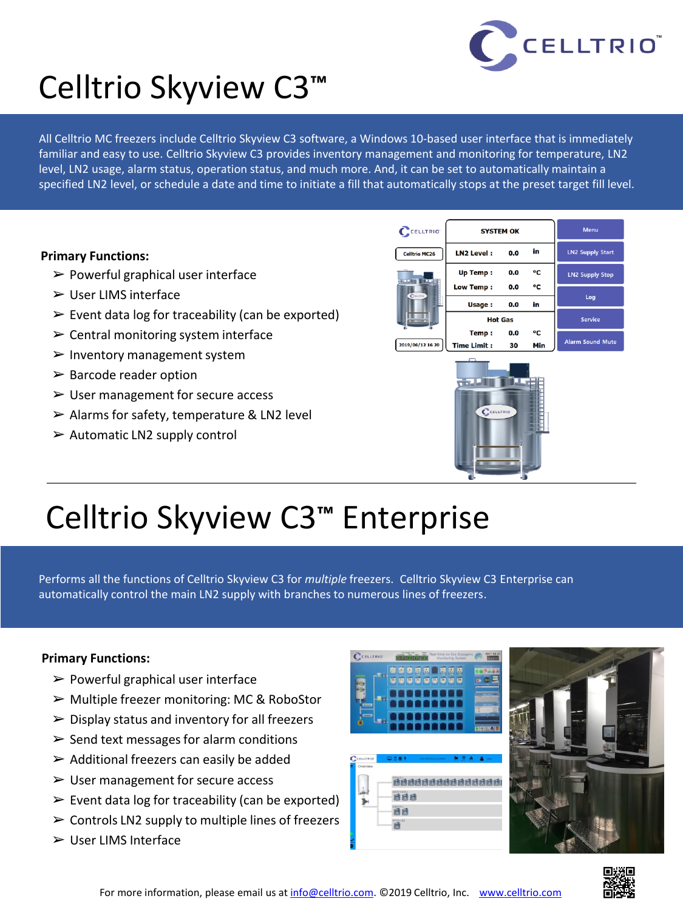# Celltrio Skyview C3™

All Celltrio MC freezers include Celltrio Skyview C3 software, a Windows 10-based user interface that is immediately familiar and easy to use. Celltrio Skyview C3 provides inventory management and monitoring for temperature, LN2 level, LN2 usage, alarm status, operation status, and much more. And, it can be set to automatically maintain a specified LN2 level, or schedule a date and time to initiate a fill that automatically stops at the preset target fill level.

**Primary Functions:**

- Powerful graphical user interface
- User LIMS interface
- Event data log for traceability (can be exported)
- Central monitoring system interface
- Inventory management system
- Barcode reader option
- User management for secure access
- Alarms for safety, temperature & LN2 level
- Automatic LN2 supply control

# Celltrio Skyview C3™ Enterprise

Performs all the functions of Celltrio Skyview C3 for *multiple* freezers. Celltrio Skyview C3 Enterprise can automatically control the main LN2 supply with branches to numerous lines of freezers.

**Primary Functions:**

- Powerful graphical user interface
- Multiple freezer monitoring: MC & RoboStor
- Display status and inventory for all freezers
- Send text messages for alarm conditions
- Additional freezers can easily be added
- User management for secure access
- Event data log for traceability (can be exported)
- Controls LN2 supply to multiple lines of freezers
- User LIMS Interface

For more information, please email us at info@celltrio.com. ©2019 Celltrio, Inc. www.celltrio.com